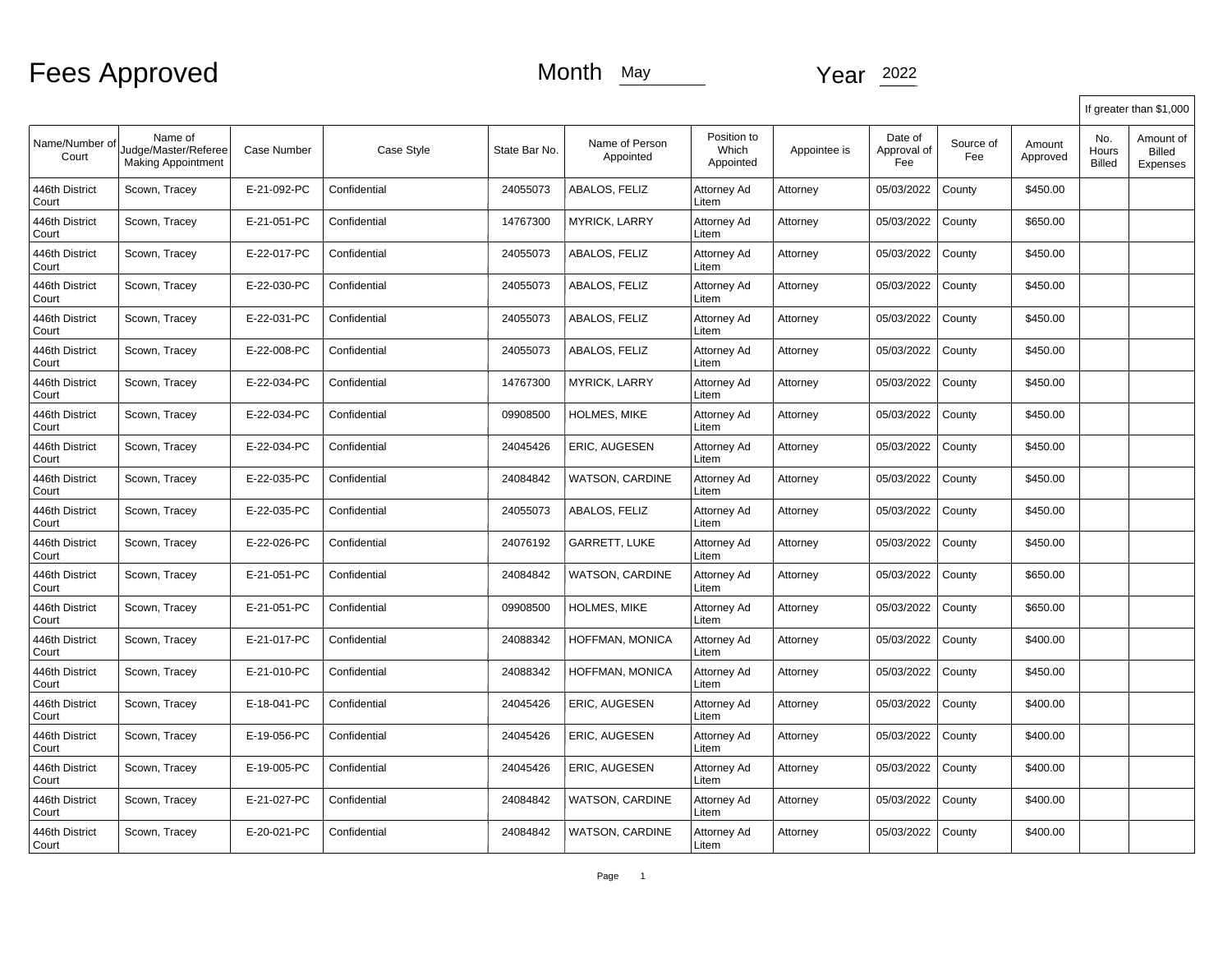# Fees Approved

Month May

Year 2022

| Name/Number of Court | Name of Judge/Master/Referee Making Appointment | Case Number | Case Style | State Bar No. | Name of Person Appointed | Position to Which Appointed | Appointee is | Date of Approval of Fee | Source of Fee | Amount Approved | If greater than $1,000 No. Hours Billed | Amount of Billed Expenses |
|---|---|---|---|---|---|---|---|---|---|---|---|---|
| 446th District Court | Scown, Tracey | E-21-092-PC | Confidential | 24055073 | ABALOS, FELIZ | Attorney Ad Litem | Attorney | 05/03/2022 | County | $450.00 | | |
| 446th District Court | Scown, Tracey | E-21-051-PC | Confidential | 14767300 | MYRICK, LARRY | Attorney Ad Litem | Attorney | 05/03/2022 | County | $650.00 | | |
| 446th District Court | Scown, Tracey | E-22-017-PC | Confidential | 24055073 | ABALOS, FELIZ | Attorney Ad Litem | Attorney | 05/03/2022 | County | $450.00 | | |
| 446th District Court | Scown, Tracey | E-22-030-PC | Confidential | 24055073 | ABALOS, FELIZ | Attorney Ad Litem | Attorney | 05/03/2022 | County | $450.00 | | |
| 446th District Court | Scown, Tracey | E-22-031-PC | Confidential | 24055073 | ABALOS, FELIZ | Attorney Ad Litem | Attorney | 05/03/2022 | County | $450.00 | | |
| 446th District Court | Scown, Tracey | E-22-008-PC | Confidential | 24055073 | ABALOS, FELIZ | Attorney Ad Litem | Attorney | 05/03/2022 | County | $450.00 | | |
| 446th District Court | Scown, Tracey | E-22-034-PC | Confidential | 14767300 | MYRICK, LARRY | Attorney Ad Litem | Attorney | 05/03/2022 | County | $450.00 | | |
| 446th District Court | Scown, Tracey | E-22-034-PC | Confidential | 09908500 | HOLMES, MIKE | Attorney Ad Litem | Attorney | 05/03/2022 | County | $450.00 | | |
| 446th District Court | Scown, Tracey | E-22-034-PC | Confidential | 24045426 | ERIC, AUGESEN | Attorney Ad Litem | Attorney | 05/03/2022 | County | $450.00 | | |
| 446th District Court | Scown, Tracey | E-22-035-PC | Confidential | 24084842 | WATSON, CARDINE | Attorney Ad Litem | Attorney | 05/03/2022 | County | $450.00 | | |
| 446th District Court | Scown, Tracey | E-22-035-PC | Confidential | 24055073 | ABALOS, FELIZ | Attorney Ad Litem | Attorney | 05/03/2022 | County | $450.00 | | |
| 446th District Court | Scown, Tracey | E-22-026-PC | Confidential | 24076192 | GARRETT, LUKE | Attorney Ad Litem | Attorney | 05/03/2022 | County | $450.00 | | |
| 446th District Court | Scown, Tracey | E-21-051-PC | Confidential | 24084842 | WATSON, CARDINE | Attorney Ad Litem | Attorney | 05/03/2022 | County | $650.00 | | |
| 446th District Court | Scown, Tracey | E-21-051-PC | Confidential | 09908500 | HOLMES, MIKE | Attorney Ad Litem | Attorney | 05/03/2022 | County | $650.00 | | |
| 446th District Court | Scown, Tracey | E-21-017-PC | Confidential | 24088342 | HOFFMAN, MONICA | Attorney Ad Litem | Attorney | 05/03/2022 | County | $400.00 | | |
| 446th District Court | Scown, Tracey | E-21-010-PC | Confidential | 24088342 | HOFFMAN, MONICA | Attorney Ad Litem | Attorney | 05/03/2022 | County | $450.00 | | |
| 446th District Court | Scown, Tracey | E-18-041-PC | Confidential | 24045426 | ERIC, AUGESEN | Attorney Ad Litem | Attorney | 05/03/2022 | County | $400.00 | | |
| 446th District Court | Scown, Tracey | E-19-056-PC | Confidential | 24045426 | ERIC, AUGESEN | Attorney Ad Litem | Attorney | 05/03/2022 | County | $400.00 | | |
| 446th District Court | Scown, Tracey | E-19-005-PC | Confidential | 24045426 | ERIC, AUGESEN | Attorney Ad Litem | Attorney | 05/03/2022 | County | $400.00 | | |
| 446th District Court | Scown, Tracey | E-21-027-PC | Confidential | 24084842 | WATSON, CARDINE | Attorney Ad Litem | Attorney | 05/03/2022 | County | $400.00 | | |
| 446th District Court | Scown, Tracey | E-20-021-PC | Confidential | 24084842 | WATSON, CARDINE | Attorney Ad Litem | Attorney | 05/03/2022 | County | $400.00 | | |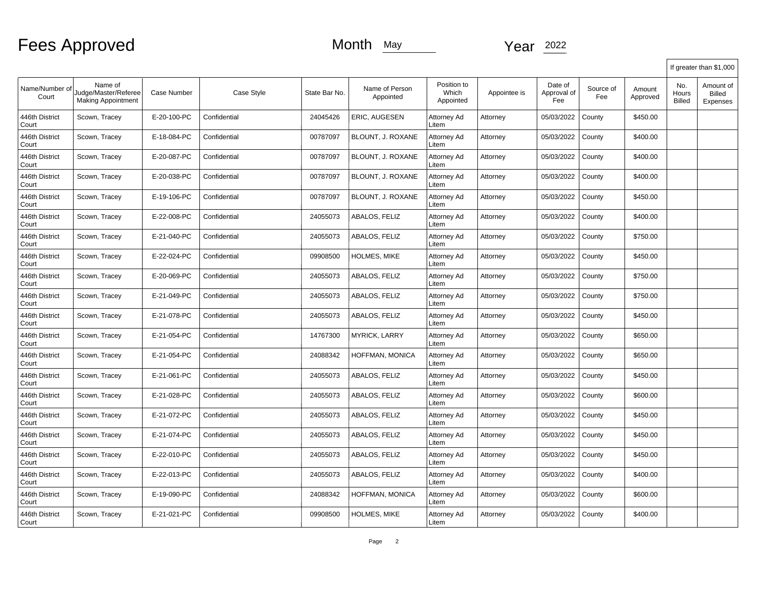# Fees Approved

Month May

Year 2022

| Name/Number of Court | Name of Judge/Master/Referee Making Appointment | Case Number | Case Style | State Bar No. | Name of Person Appointed | Position to Which Appointed | Appointee is | Date of Approval of Fee | Source of Fee | Amount Approved | If greater than $1,000 No. Hours Billed | Amount of Billed Expenses |
|---|---|---|---|---|---|---|---|---|---|---|---|---|
| 446th District Court | Scown, Tracey | E-20-100-PC | Confidential | 24045426 | ERIC, AUGESEN | Attorney Ad Litem | Attorney | 05/03/2022 | County | $450.00 | | |
| 446th District Court | Scown, Tracey | E-18-084-PC | Confidential | 00787097 | BLOUNT, J. ROXANE | Attorney Ad Litem | Attorney | 05/03/2022 | County | $400.00 | | |
| 446th District Court | Scown, Tracey | E-20-087-PC | Confidential | 00787097 | BLOUNT, J. ROXANE | Attorney Ad Litem | Attorney | 05/03/2022 | County | $400.00 | | |
| 446th District Court | Scown, Tracey | E-20-038-PC | Confidential | 00787097 | BLOUNT, J. ROXANE | Attorney Ad Litem | Attorney | 05/03/2022 | County | $400.00 | | |
| 446th District Court | Scown, Tracey | E-19-106-PC | Confidential | 00787097 | BLOUNT, J. ROXANE | Attorney Ad Litem | Attorney | 05/03/2022 | County | $450.00 | | |
| 446th District Court | Scown, Tracey | E-22-008-PC | Confidential | 24055073 | ABALOS, FELIZ | Attorney Ad Litem | Attorney | 05/03/2022 | County | $400.00 | | |
| 446th District Court | Scown, Tracey | E-21-040-PC | Confidential | 24055073 | ABALOS, FELIZ | Attorney Ad Litem | Attorney | 05/03/2022 | County | $750.00 | | |
| 446th District Court | Scown, Tracey | E-22-024-PC | Confidential | 09908500 | HOLMES, MIKE | Attorney Ad Litem | Attorney | 05/03/2022 | County | $450.00 | | |
| 446th District Court | Scown, Tracey | E-20-069-PC | Confidential | 24055073 | ABALOS, FELIZ | Attorney Ad Litem | Attorney | 05/03/2022 | County | $750.00 | | |
| 446th District Court | Scown, Tracey | E-21-049-PC | Confidential | 24055073 | ABALOS, FELIZ | Attorney Ad Litem | Attorney | 05/03/2022 | County | $750.00 | | |
| 446th District Court | Scown, Tracey | E-21-078-PC | Confidential | 24055073 | ABALOS, FELIZ | Attorney Ad Litem | Attorney | 05/03/2022 | County | $450.00 | | |
| 446th District Court | Scown, Tracey | E-21-054-PC | Confidential | 14767300 | MYRICK, LARRY | Attorney Ad Litem | Attorney | 05/03/2022 | County | $650.00 | | |
| 446th District Court | Scown, Tracey | E-21-054-PC | Confidential | 24088342 | HOFFMAN, MONICA | Attorney Ad Litem | Attorney | 05/03/2022 | County | $650.00 | | |
| 446th District Court | Scown, Tracey | E-21-061-PC | Confidential | 24055073 | ABALOS, FELIZ | Attorney Ad Litem | Attorney | 05/03/2022 | County | $450.00 | | |
| 446th District Court | Scown, Tracey | E-21-028-PC | Confidential | 24055073 | ABALOS, FELIZ | Attorney Ad Litem | Attorney | 05/03/2022 | County | $600.00 | | |
| 446th District Court | Scown, Tracey | E-21-072-PC | Confidential | 24055073 | ABALOS, FELIZ | Attorney Ad Litem | Attorney | 05/03/2022 | County | $450.00 | | |
| 446th District Court | Scown, Tracey | E-21-074-PC | Confidential | 24055073 | ABALOS, FELIZ | Attorney Ad Litem | Attorney | 05/03/2022 | County | $450.00 | | |
| 446th District Court | Scown, Tracey | E-22-010-PC | Confidential | 24055073 | ABALOS, FELIZ | Attorney Ad Litem | Attorney | 05/03/2022 | County | $450.00 | | |
| 446th District Court | Scown, Tracey | E-22-013-PC | Confidential | 24055073 | ABALOS, FELIZ | Attorney Ad Litem | Attorney | 05/03/2022 | County | $400.00 | | |
| 446th District Court | Scown, Tracey | E-19-090-PC | Confidential | 24088342 | HOFFMAN, MONICA | Attorney Ad Litem | Attorney | 05/03/2022 | County | $600.00 | | |
| 446th District Court | Scown, Tracey | E-21-021-PC | Confidential | 09908500 | HOLMES, MIKE | Attorney Ad Litem | Attorney | 05/03/2022 | County | $400.00 | | |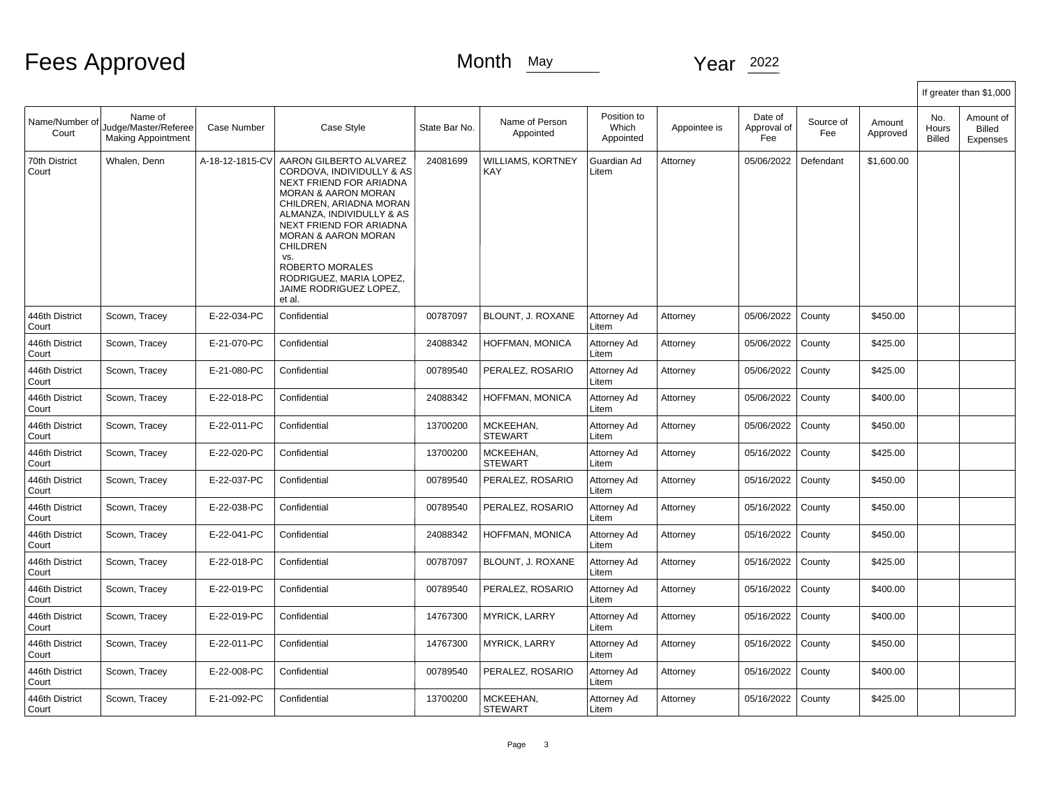# Fees Approved

Month May Year 2022

| Name/Number of Court | Name of Judge/Master/Referee Making Appointment | Case Number | Case Style | State Bar No. | Name of Person Appointed | Position to Which Appointed | Appointee is | Date of Approval of Fee | Source of Fee | Amount Approved | If greater than $1,000 No. Hours Billed | Amount of Billed Expenses |
|---|---|---|---|---|---|---|---|---|---|---|---|---|
| 70th District Court | Whalen, Denn | A-18-12-1815-CV | AARON GILBERTO ALVAREZ CORDOVA, INDIVIDULLY & AS NEXT FRIEND FOR ARIADNA MORAN & AARON MORAN CHILDREN, ARIADNA MORAN ALMANZA, INDIVIDULLY & AS NEXT FRIEND FOR ARIADNA MORAN & AARON MORAN CHILDREN vs. ROBERTO MORALES RODRIGUEZ, MARIA LOPEZ, JAIME RODRIGUEZ LOPEZ, et al. | 24081699 | WILLIAMS, KORTNEY KAY | Guardian Ad Litem | Attorney | 05/06/2022 | Defendant | $1,600.00 | | |
| 446th District Court | Scown, Tracey | E-22-034-PC | Confidential | 00787097 | BLOUNT, J. ROXANE | Attorney Ad Litem | Attorney | 05/06/2022 | County | $450.00 | | |
| 446th District Court | Scown, Tracey | E-21-070-PC | Confidential | 24088342 | HOFFMAN, MONICA | Attorney Ad Litem | Attorney | 05/06/2022 | County | $425.00 | | |
| 446th District Court | Scown, Tracey | E-21-080-PC | Confidential | 00789540 | PERALEZ, ROSARIO | Attorney Ad Litem | Attorney | 05/06/2022 | County | $425.00 | | |
| 446th District Court | Scown, Tracey | E-22-018-PC | Confidential | 24088342 | HOFFMAN, MONICA | Attorney Ad Litem | Attorney | 05/06/2022 | County | $400.00 | | |
| 446th District Court | Scown, Tracey | E-22-011-PC | Confidential | 13700200 | MCKEEHAN, STEWART | Attorney Ad Litem | Attorney | 05/06/2022 | County | $450.00 | | |
| 446th District Court | Scown, Tracey | E-22-020-PC | Confidential | 13700200 | MCKEEHAN, STEWART | Attorney Ad Litem | Attorney | 05/16/2022 | County | $425.00 | | |
| 446th District Court | Scown, Tracey | E-22-037-PC | Confidential | 00789540 | PERALEZ, ROSARIO | Attorney Ad Litem | Attorney | 05/16/2022 | County | $450.00 | | |
| 446th District Court | Scown, Tracey | E-22-038-PC | Confidential | 00789540 | PERALEZ, ROSARIO | Attorney Ad Litem | Attorney | 05/16/2022 | County | $450.00 | | |
| 446th District Court | Scown, Tracey | E-22-041-PC | Confidential | 24088342 | HOFFMAN, MONICA | Attorney Ad Litem | Attorney | 05/16/2022 | County | $450.00 | | |
| 446th District Court | Scown, Tracey | E-22-018-PC | Confidential | 00787097 | BLOUNT, J. ROXANE | Attorney Ad Litem | Attorney | 05/16/2022 | County | $425.00 | | |
| 446th District Court | Scown, Tracey | E-22-019-PC | Confidential | 00789540 | PERALEZ, ROSARIO | Attorney Ad Litem | Attorney | 05/16/2022 | County | $400.00 | | |
| 446th District Court | Scown, Tracey | E-22-019-PC | Confidential | 14767300 | MYRICK, LARRY | Attorney Ad Litem | Attorney | 05/16/2022 | County | $400.00 | | |
| 446th District Court | Scown, Tracey | E-22-011-PC | Confidential | 14767300 | MYRICK, LARRY | Attorney Ad Litem | Attorney | 05/16/2022 | County | $450.00 | | |
| 446th District Court | Scown, Tracey | E-22-008-PC | Confidential | 00789540 | PERALEZ, ROSARIO | Attorney Ad Litem | Attorney | 05/16/2022 | County | $400.00 | | |
| 446th District Court | Scown, Tracey | E-21-092-PC | Confidential | 13700200 | MCKEEHAN, STEWART | Attorney Ad Litem | Attorney | 05/16/2022 | County | $425.00 | | |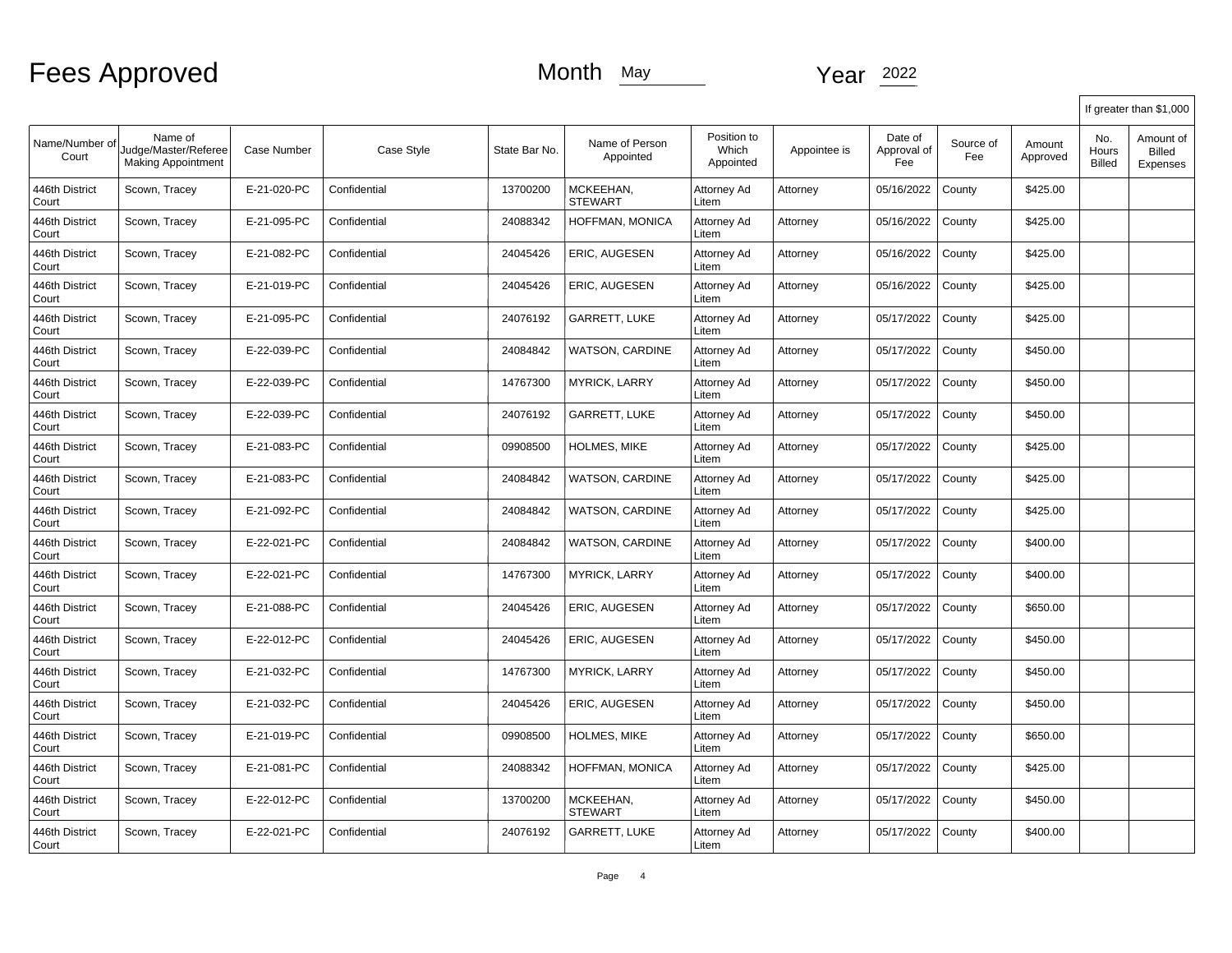# Fees Approved

Month May

Year 2022

| Name/Number of Court | Name of Judge/Master/Referee Making Appointment | Case Number | Case Style | State Bar No. | Name of Person Appointed | Position to Which Appointed | Appointee is | Date of Approval of Fee | Source of Fee | Amount Approved | If greater than $1,000 | |
|---|---|---|---|---|---|---|---|---|---|---|---|---|
| | | | | | | | | | | | No. Hours Billed | Amount of Billed Expenses |
| 446th District Court | Scown, Tracey | E-21-020-PC | Confidential | 13700200 | MCKEEHAN, STEWART | Attorney Ad Litem | Attorney | 05/16/2022 | County | $425.00 | | |
| 446th District Court | Scown, Tracey | E-21-095-PC | Confidential | 24088342 | HOFFMAN, MONICA | Attorney Ad Litem | Attorney | 05/16/2022 | County | $425.00 | | |
| 446th District Court | Scown, Tracey | E-21-082-PC | Confidential | 24045426 | ERIC, AUGESEN | Attorney Ad Litem | Attorney | 05/16/2022 | County | $425.00 | | |
| 446th District Court | Scown, Tracey | E-21-019-PC | Confidential | 24045426 | ERIC, AUGESEN | Attorney Ad Litem | Attorney | 05/16/2022 | County | $425.00 | | |
| 446th District Court | Scown, Tracey | E-21-095-PC | Confidential | 24076192 | GARRETT, LUKE | Attorney Ad Litem | Attorney | 05/17/2022 | County | $425.00 | | |
| 446th District Court | Scown, Tracey | E-22-039-PC | Confidential | 24084842 | WATSON, CARDINE | Attorney Ad Litem | Attorney | 05/17/2022 | County | $450.00 | | |
| 446th District Court | Scown, Tracey | E-22-039-PC | Confidential | 14767300 | MYRICK, LARRY | Attorney Ad Litem | Attorney | 05/17/2022 | County | $450.00 | | |
| 446th District Court | Scown, Tracey | E-22-039-PC | Confidential | 24076192 | GARRETT, LUKE | Attorney Ad Litem | Attorney | 05/17/2022 | County | $450.00 | | |
| 446th District Court | Scown, Tracey | E-21-083-PC | Confidential | 09908500 | HOLMES, MIKE | Attorney Ad Litem | Attorney | 05/17/2022 | County | $425.00 | | |
| 446th District Court | Scown, Tracey | E-21-083-PC | Confidential | 24084842 | WATSON, CARDINE | Attorney Ad Litem | Attorney | 05/17/2022 | County | $425.00 | | |
| 446th District Court | Scown, Tracey | E-21-092-PC | Confidential | 24084842 | WATSON, CARDINE | Attorney Ad Litem | Attorney | 05/17/2022 | County | $425.00 | | |
| 446th District Court | Scown, Tracey | E-22-021-PC | Confidential | 24084842 | WATSON, CARDINE | Attorney Ad Litem | Attorney | 05/17/2022 | County | $400.00 | | |
| 446th District Court | Scown, Tracey | E-22-021-PC | Confidential | 14767300 | MYRICK, LARRY | Attorney Ad Litem | Attorney | 05/17/2022 | County | $400.00 | | |
| 446th District Court | Scown, Tracey | E-21-088-PC | Confidential | 24045426 | ERIC, AUGESEN | Attorney Ad Litem | Attorney | 05/17/2022 | County | $650.00 | | |
| 446th District Court | Scown, Tracey | E-22-012-PC | Confidential | 24045426 | ERIC, AUGESEN | Attorney Ad Litem | Attorney | 05/17/2022 | County | $450.00 | | |
| 446th District Court | Scown, Tracey | E-21-032-PC | Confidential | 14767300 | MYRICK, LARRY | Attorney Ad Litem | Attorney | 05/17/2022 | County | $450.00 | | |
| 446th District Court | Scown, Tracey | E-21-032-PC | Confidential | 24045426 | ERIC, AUGESEN | Attorney Ad Litem | Attorney | 05/17/2022 | County | $450.00 | | |
| 446th District Court | Scown, Tracey | E-21-019-PC | Confidential | 09908500 | HOLMES, MIKE | Attorney Ad Litem | Attorney | 05/17/2022 | County | $650.00 | | |
| 446th District Court | Scown, Tracey | E-21-081-PC | Confidential | 24088342 | HOFFMAN, MONICA | Attorney Ad Litem | Attorney | 05/17/2022 | County | $425.00 | | |
| 446th District Court | Scown, Tracey | E-22-012-PC | Confidential | 13700200 | MCKEEHAN, STEWART | Attorney Ad Litem | Attorney | 05/17/2022 | County | $450.00 | | |
| 446th District Court | Scown, Tracey | E-22-021-PC | Confidential | 24076192 | GARRETT, LUKE | Attorney Ad Litem | Attorney | 05/17/2022 | County | $400.00 | | |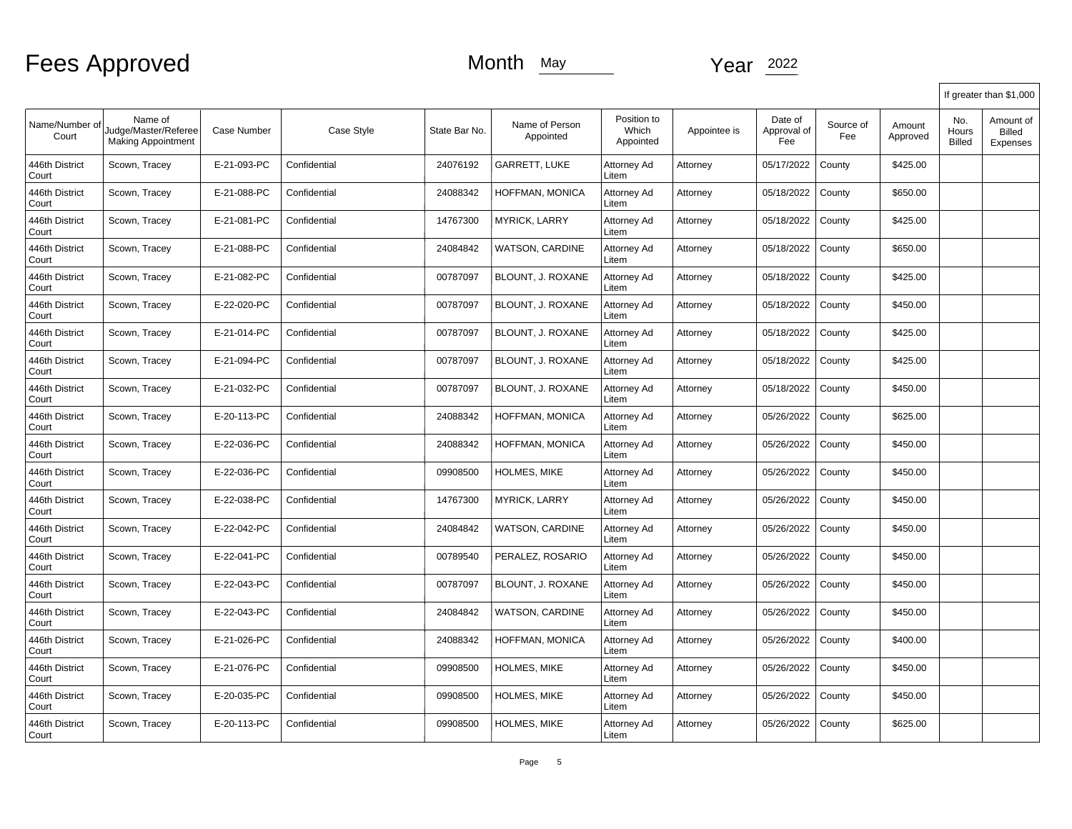# Fees Approved

Month May

Year 2022

| Name/Number of Court | Name of Judge/Master/Referee Making Appointment | Case Number | Case Style | State Bar No. | Name of Person Appointed | Position to Which Appointed | Appointee is | Date of Approval of Fee | Source of Fee | Amount Approved | If greater than $1,000 | |
|---|---|---|---|---|---|---|---|---|---|---|---|---|
| | | | | | | | | | | | No. Hours Billed | Amount of Billed Expenses |
| 446th District Court | Scown, Tracey | E-21-093-PC | Confidential | 24076192 | GARRETT, LUKE | Attorney Ad Litem | Attorney | 05/17/2022 | County | $425.00 | | |
| 446th District Court | Scown, Tracey | E-21-088-PC | Confidential | 24088342 | HOFFMAN, MONICA | Attorney Ad Litem | Attorney | 05/18/2022 | County | $650.00 | | |
| 446th District Court | Scown, Tracey | E-21-081-PC | Confidential | 14767300 | MYRICK, LARRY | Attorney Ad Litem | Attorney | 05/18/2022 | County | $425.00 | | |
| 446th District Court | Scown, Tracey | E-21-088-PC | Confidential | 24084842 | WATSON, CARDINE | Attorney Ad Litem | Attorney | 05/18/2022 | County | $650.00 | | |
| 446th District Court | Scown, Tracey | E-21-082-PC | Confidential | 00787097 | BLOUNT, J. ROXANE | Attorney Ad Litem | Attorney | 05/18/2022 | County | $425.00 | | |
| 446th District Court | Scown, Tracey | E-22-020-PC | Confidential | 00787097 | BLOUNT, J. ROXANE | Attorney Ad Litem | Attorney | 05/18/2022 | County | $450.00 | | |
| 446th District Court | Scown, Tracey | E-21-014-PC | Confidential | 00787097 | BLOUNT, J. ROXANE | Attorney Ad Litem | Attorney | 05/18/2022 | County | $425.00 | | |
| 446th District Court | Scown, Tracey | E-21-094-PC | Confidential | 00787097 | BLOUNT, J. ROXANE | Attorney Ad Litem | Attorney | 05/18/2022 | County | $425.00 | | |
| 446th District Court | Scown, Tracey | E-21-032-PC | Confidential | 00787097 | BLOUNT, J. ROXANE | Attorney Ad Litem | Attorney | 05/18/2022 | County | $450.00 | | |
| 446th District Court | Scown, Tracey | E-20-113-PC | Confidential | 24088342 | HOFFMAN, MONICA | Attorney Ad Litem | Attorney | 05/26/2022 | County | $625.00 | | |
| 446th District Court | Scown, Tracey | E-22-036-PC | Confidential | 24088342 | HOFFMAN, MONICA | Attorney Ad Litem | Attorney | 05/26/2022 | County | $450.00 | | |
| 446th District Court | Scown, Tracey | E-22-036-PC | Confidential | 09908500 | HOLMES, MIKE | Attorney Ad Litem | Attorney | 05/26/2022 | County | $450.00 | | |
| 446th District Court | Scown, Tracey | E-22-038-PC | Confidential | 14767300 | MYRICK, LARRY | Attorney Ad Litem | Attorney | 05/26/2022 | County | $450.00 | | |
| 446th District Court | Scown, Tracey | E-22-042-PC | Confidential | 24084842 | WATSON, CARDINE | Attorney Ad Litem | Attorney | 05/26/2022 | County | $450.00 | | |
| 446th District Court | Scown, Tracey | E-22-041-PC | Confidential | 00789540 | PERALEZ, ROSARIO | Attorney Ad Litem | Attorney | 05/26/2022 | County | $450.00 | | |
| 446th District Court | Scown, Tracey | E-22-043-PC | Confidential | 00787097 | BLOUNT, J. ROXANE | Attorney Ad Litem | Attorney | 05/26/2022 | County | $450.00 | | |
| 446th District Court | Scown, Tracey | E-22-043-PC | Confidential | 24084842 | WATSON, CARDINE | Attorney Ad Litem | Attorney | 05/26/2022 | County | $450.00 | | |
| 446th District Court | Scown, Tracey | E-21-026-PC | Confidential | 24088342 | HOFFMAN, MONICA | Attorney Ad Litem | Attorney | 05/26/2022 | County | $400.00 | | |
| 446th District Court | Scown, Tracey | E-21-076-PC | Confidential | 09908500 | HOLMES, MIKE | Attorney Ad Litem | Attorney | 05/26/2022 | County | $450.00 | | |
| 446th District Court | Scown, Tracey | E-20-035-PC | Confidential | 09908500 | HOLMES, MIKE | Attorney Ad Litem | Attorney | 05/26/2022 | County | $450.00 | | |
| 446th District Court | Scown, Tracey | E-20-113-PC | Confidential | 09908500 | HOLMES, MIKE | Attorney Ad Litem | Attorney | 05/26/2022 | County | $625.00 | | |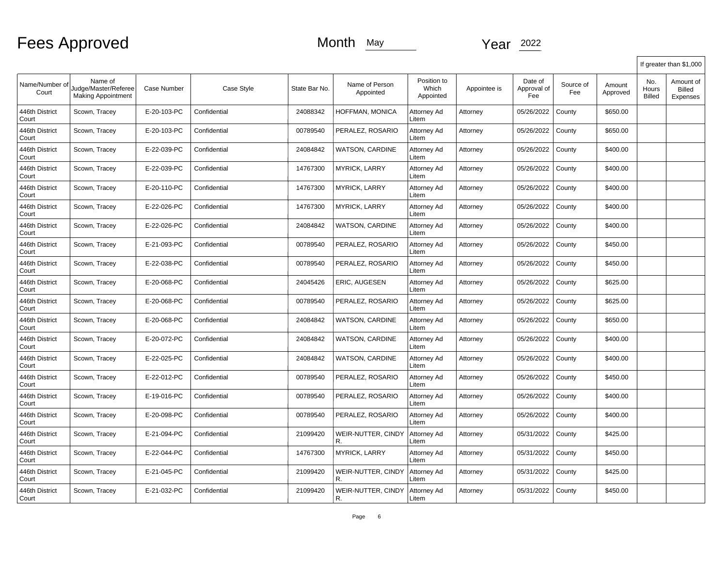# Fees Approved

Month May

Year 2022

| Name/Number of Court | Name of Judge/Master/Referee Making Appointment | Case Number | Case Style | State Bar No. | Name of Person Appointed | Position to Which Appointed | Appointee is | Date of Approval of Fee | Source of Fee | Amount Approved | If greater than $1,000 | |
|---|---|---|---|---|---|---|---|---|---|---|---|---|
| | | | | | | | | | | | No. Hours Billed | Amount of Billed Expenses |
| 446th District Court | Scown, Tracey | E-20-103-PC | Confidential | 24088342 | HOFFMAN, MONICA | Attorney Ad Litem | Attorney | 05/26/2022 | County | $650.00 | | |
| 446th District Court | Scown, Tracey | E-20-103-PC | Confidential | 00789540 | PERALEZ, ROSARIO | Attorney Ad Litem | Attorney | 05/26/2022 | County | $650.00 | | |
| 446th District Court | Scown, Tracey | E-22-039-PC | Confidential | 24084842 | WATSON, CARDINE | Attorney Ad Litem | Attorney | 05/26/2022 | County | $400.00 | | |
| 446th District Court | Scown, Tracey | E-22-039-PC | Confidential | 14767300 | MYRICK, LARRY | Attorney Ad Litem | Attorney | 05/26/2022 | County | $400.00 | | |
| 446th District Court | Scown, Tracey | E-20-110-PC | Confidential | 14767300 | MYRICK, LARRY | Attorney Ad Litem | Attorney | 05/26/2022 | County | $400.00 | | |
| 446th District Court | Scown, Tracey | E-22-026-PC | Confidential | 14767300 | MYRICK, LARRY | Attorney Ad Litem | Attorney | 05/26/2022 | County | $400.00 | | |
| 446th District Court | Scown, Tracey | E-22-026-PC | Confidential | 24084842 | WATSON, CARDINE | Attorney Ad Litem | Attorney | 05/26/2022 | County | $400.00 | | |
| 446th District Court | Scown, Tracey | E-21-093-PC | Confidential | 00789540 | PERALEZ, ROSARIO | Attorney Ad Litem | Attorney | 05/26/2022 | County | $450.00 | | |
| 446th District Court | Scown, Tracey | E-22-038-PC | Confidential | 00789540 | PERALEZ, ROSARIO | Attorney Ad Litem | Attorney | 05/26/2022 | County | $450.00 | | |
| 446th District Court | Scown, Tracey | E-20-068-PC | Confidential | 24045426 | ERIC, AUGESEN | Attorney Ad Litem | Attorney | 05/26/2022 | County | $625.00 | | |
| 446th District Court | Scown, Tracey | E-20-068-PC | Confidential | 00789540 | PERALEZ, ROSARIO | Attorney Ad Litem | Attorney | 05/26/2022 | County | $625.00 | | |
| 446th District Court | Scown, Tracey | E-20-068-PC | Confidential | 24084842 | WATSON, CARDINE | Attorney Ad Litem | Attorney | 05/26/2022 | County | $650.00 | | |
| 446th District Court | Scown, Tracey | E-20-072-PC | Confidential | 24084842 | WATSON, CARDINE | Attorney Ad Litem | Attorney | 05/26/2022 | County | $400.00 | | |
| 446th District Court | Scown, Tracey | E-22-025-PC | Confidential | 24084842 | WATSON, CARDINE | Attorney Ad Litem | Attorney | 05/26/2022 | County | $400.00 | | |
| 446th District Court | Scown, Tracey | E-22-012-PC | Confidential | 00789540 | PERALEZ, ROSARIO | Attorney Ad Litem | Attorney | 05/26/2022 | County | $450.00 | | |
| 446th District Court | Scown, Tracey | E-19-016-PC | Confidential | 00789540 | PERALEZ, ROSARIO | Attorney Ad Litem | Attorney | 05/26/2022 | County | $400.00 | | |
| 446th District Court | Scown, Tracey | E-20-098-PC | Confidential | 00789540 | PERALEZ, ROSARIO | Attorney Ad Litem | Attorney | 05/26/2022 | County | $400.00 | | |
| 446th District Court | Scown, Tracey | E-21-094-PC | Confidential | 21099420 | WEIR-NUTTER, CINDY R. | Attorney Ad Litem | Attorney | 05/31/2022 | County | $425.00 | | |
| 446th District Court | Scown, Tracey | E-22-044-PC | Confidential | 14767300 | MYRICK, LARRY | Attorney Ad Litem | Attorney | 05/31/2022 | County | $450.00 | | |
| 446th District Court | Scown, Tracey | E-21-045-PC | Confidential | 21099420 | WEIR-NUTTER, CINDY R. | Attorney Ad Litem | Attorney | 05/31/2022 | County | $425.00 | | |
| 446th District Court | Scown, Tracey | E-21-032-PC | Confidential | 21099420 | WEIR-NUTTER, CINDY R. | Attorney Ad Litem | Attorney | 05/31/2022 | County | $450.00 | | |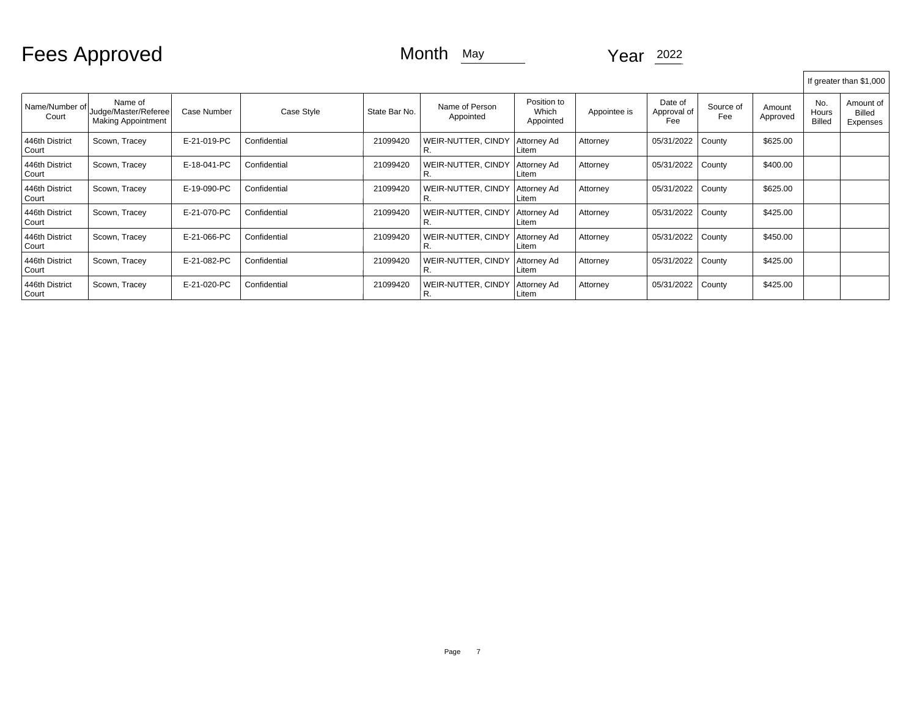# Fees Approved

Month May Year 2022

| Name/Number of Court | Name of Judge/Master/Referee Making Appointment | Case Number | Case Style | State Bar No. | Name of Person Appointed | Position to Which Appointed | Appointee is | Date of Approval of Fee | Source of Fee | Amount Approved | If greater than $1,000 | |
|---|---|---|---|---|---|---|---|---|---|---|---|---|
| | | | | | | | | | | | No. Hours Billed | Amount of Billed Expenses |
| 446th District Court | Scown, Tracey | E-21-019-PC | Confidential | 21099420 | WEIR-NUTTER, CINDY R. | Attorney Ad Litem | Attorney | 05/31/2022 | County | $625.00 | | |
| 446th District Court | Scown, Tracey | E-18-041-PC | Confidential | 21099420 | WEIR-NUTTER, CINDY R. | Attorney Ad Litem | Attorney | 05/31/2022 | County | $400.00 | | |
| 446th District Court | Scown, Tracey | E-19-090-PC | Confidential | 21099420 | WEIR-NUTTER, CINDY R. | Attorney Ad Litem | Attorney | 05/31/2022 | County | $625.00 | | |
| 446th District Court | Scown, Tracey | E-21-070-PC | Confidential | 21099420 | WEIR-NUTTER, CINDY R. | Attorney Ad Litem | Attorney | 05/31/2022 | County | $425.00 | | |
| 446th District Court | Scown, Tracey | E-21-066-PC | Confidential | 21099420 | WEIR-NUTTER, CINDY R. | Attorney Ad Litem | Attorney | 05/31/2022 | County | $450.00 | | |
| 446th District Court | Scown, Tracey | E-21-082-PC | Confidential | 21099420 | WEIR-NUTTER, CINDY R. | Attorney Ad Litem | Attorney | 05/31/2022 | County | $425.00 | | |
| 446th District Court | Scown, Tracey | E-21-020-PC | Confidential | 21099420 | WEIR-NUTTER, CINDY R. | Attorney Ad Litem | Attorney | 05/31/2022 | County | $425.00 | | |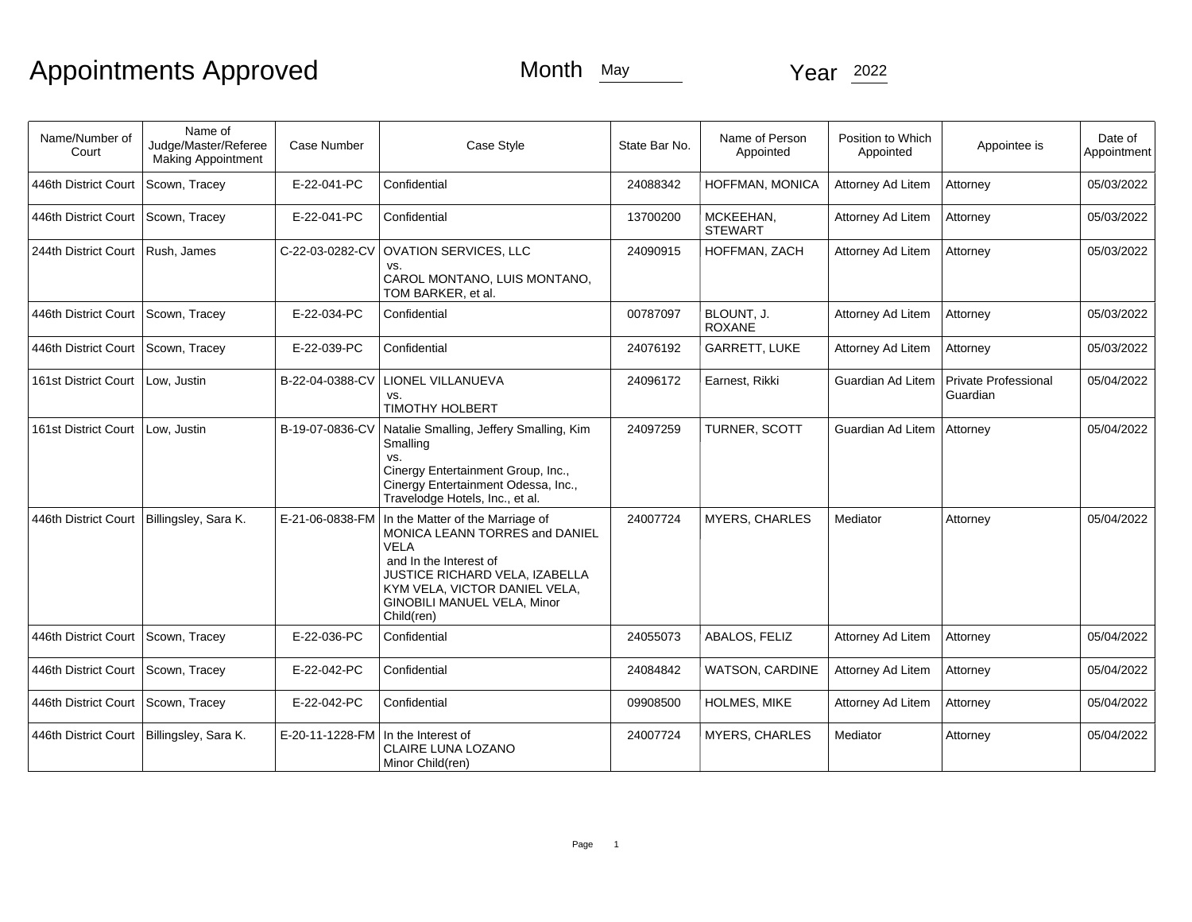# Appointments Approved

Month May

Year 2022

| Name/Number of Court | Name of Judge/Master/Referee Making Appointment | Case Number | Case Style | State Bar No. | Name of Person Appointed | Position to Which Appointed | Appointee is | Date of Appointment |
|---|---|---|---|---|---|---|---|---|
| 446th District Court | Scown, Tracey | E-22-041-PC | Confidential | 24088342 | HOFFMAN, MONICA | Attorney Ad Litem | Attorney | 05/03/2022 |
| 446th District Court | Scown, Tracey | E-22-041-PC | Confidential | 13700200 | MCKEEHAN, STEWART | Attorney Ad Litem | Attorney | 05/03/2022 |
| 244th District Court | Rush, James | C-22-03-0282-CV | OVATION SERVICES, LLC vs. CAROL MONTANO, LUIS MONTANO, TOM BARKER, et al. | 24090915 | HOFFMAN, ZACH | Attorney Ad Litem | Attorney | 05/03/2022 |
| 446th District Court | Scown, Tracey | E-22-034-PC | Confidential | 00787097 | BLOUNT, J. ROXANE | Attorney Ad Litem | Attorney | 05/03/2022 |
| 446th District Court | Scown, Tracey | E-22-039-PC | Confidential | 24076192 | GARRETT, LUKE | Attorney Ad Litem | Attorney | 05/03/2022 |
| 161st District Court | Low, Justin | B-22-04-0388-CV | LIONEL VILLANUEVA vs. TIMOTHY HOLBERT | 24096172 | Earnest, Rikki | Guardian Ad Litem | Private Professional Guardian | 05/04/2022 |
| 161st District Court | Low, Justin | B-19-07-0836-CV | Natalie Smalling, Jeffery Smalling, Kim Smalling vs. Cinergy Entertainment Group, Inc., Cinergy Entertainment Odessa, Inc., Travelodge Hotels, Inc., et al. | 24097259 | TURNER, SCOTT | Guardian Ad Litem | Attorney | 05/04/2022 |
| 446th District Court | Billingsley, Sara K. | E-21-06-0838-FM | In the Matter of the Marriage of MONICA LEANN TORRES and DANIEL VELA and In the Interest of JUSTICE RICHARD VELA, IZABELLA KYM VELA, VICTOR DANIEL VELA, GINOBILI MANUEL VELA, Minor Child(ren) | 24007724 | MYERS, CHARLES | Mediator | Attorney | 05/04/2022 |
| 446th District Court | Scown, Tracey | E-22-036-PC | Confidential | 24055073 | ABALOS, FELIZ | Attorney Ad Litem | Attorney | 05/04/2022 |
| 446th District Court | Scown, Tracey | E-22-042-PC | Confidential | 24084842 | WATSON, CARDINE | Attorney Ad Litem | Attorney | 05/04/2022 |
| 446th District Court | Scown, Tracey | E-22-042-PC | Confidential | 09908500 | HOLMES, MIKE | Attorney Ad Litem | Attorney | 05/04/2022 |
| 446th District Court | Billingsley, Sara K. | E-20-11-1228-FM | In the Interest of CLAIRE LUNA LOZANO Minor Child(ren) | 24007724 | MYERS, CHARLES | Mediator | Attorney | 05/04/2022 |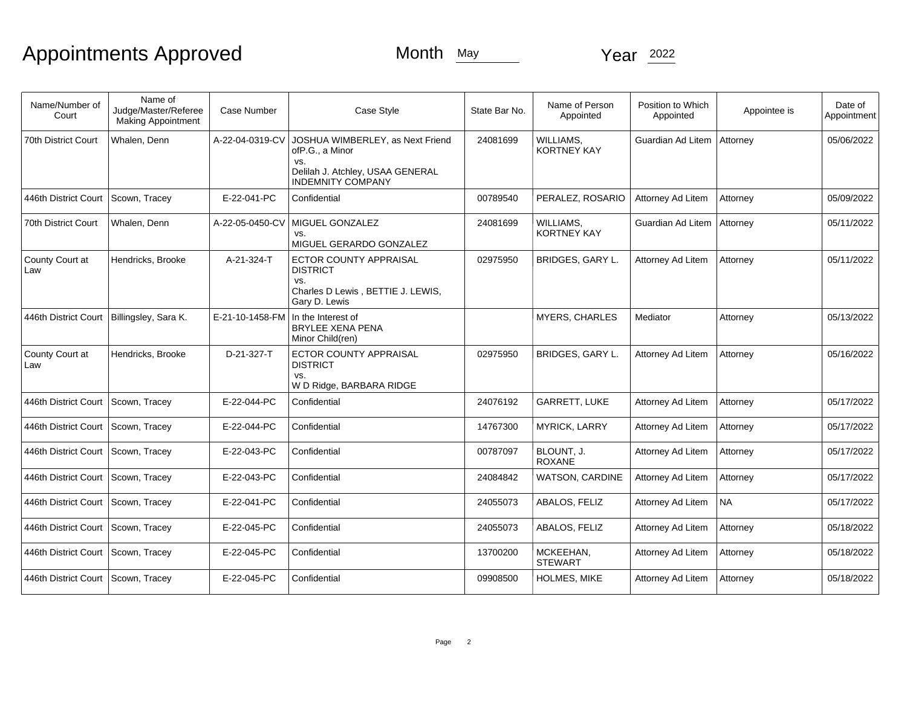# Appointments Approved

Month May Year 2022

| Name/Number of Court | Name of Judge/Master/Referee Making Appointment | Case Number | Case Style | State Bar No. | Name of Person Appointed | Position to Which Appointed | Appointee is | Date of Appointment |
|---|---|---|---|---|---|---|---|---|
| 70th District Court | Whalen, Denn | A-22-04-0319-CV | JOSHUA WIMBERLEY, as Next Friend ofP.G., a Minor vs. Delilah J. Atchley, USAA GENERAL INDEMNITY COMPANY | 24081699 | WILLIAMS, KORTNEY KAY | Guardian Ad Litem | Attorney | 05/06/2022 |
| 446th District Court | Scown, Tracey | E-22-041-PC | Confidential | 00789540 | PERALEZ, ROSARIO | Attorney Ad Litem | Attorney | 05/09/2022 |
| 70th District Court | Whalen, Denn | A-22-05-0450-CV | MIGUEL GONZALEZ vs. MIGUEL GERARDO GONZALEZ | 24081699 | WILLIAMS, KORTNEY KAY | Guardian Ad Litem | Attorney | 05/11/2022 |
| County Court at Law | Hendricks, Brooke | A-21-324-T | ECTOR COUNTY APPRAISAL DISTRICT vs. Charles D Lewis , BETTIE J. LEWIS, Gary D. Lewis | 02975950 | BRIDGES, GARY L. | Attorney Ad Litem | Attorney | 05/11/2022 |
| 446th District Court | Billingsley, Sara K. | E-21-10-1458-FM | In the Interest of BRYLEE XENA PENA Minor Child(ren) | | MYERS, CHARLES | Mediator | Attorney | 05/13/2022 |
| County Court at Law | Hendricks, Brooke | D-21-327-T | ECTOR COUNTY APPRAISAL DISTRICT vs. W D Ridge, BARBARA RIDGE | 02975950 | BRIDGES, GARY L. | Attorney Ad Litem | Attorney | 05/16/2022 |
| 446th District Court | Scown, Tracey | E-22-044-PC | Confidential | 24076192 | GARRETT, LUKE | Attorney Ad Litem | Attorney | 05/17/2022 |
| 446th District Court | Scown, Tracey | E-22-044-PC | Confidential | 14767300 | MYRICK, LARRY | Attorney Ad Litem | Attorney | 05/17/2022 |
| 446th District Court | Scown, Tracey | E-22-043-PC | Confidential | 00787097 | BLOUNT, J. ROXANE | Attorney Ad Litem | Attorney | 05/17/2022 |
| 446th District Court | Scown, Tracey | E-22-043-PC | Confidential | 24084842 | WATSON, CARDINE | Attorney Ad Litem | Attorney | 05/17/2022 |
| 446th District Court | Scown, Tracey | E-22-041-PC | Confidential | 24055073 | ABALOS, FELIZ | Attorney Ad Litem | NA | 05/17/2022 |
| 446th District Court | Scown, Tracey | E-22-045-PC | Confidential | 24055073 | ABALOS, FELIZ | Attorney Ad Litem | Attorney | 05/18/2022 |
| 446th District Court | Scown, Tracey | E-22-045-PC | Confidential | 13700200 | MCKEEHAN, STEWART | Attorney Ad Litem | Attorney | 05/18/2022 |
| 446th District Court | Scown, Tracey | E-22-045-PC | Confidential | 09908500 | HOLMES, MIKE | Attorney Ad Litem | Attorney | 05/18/2022 |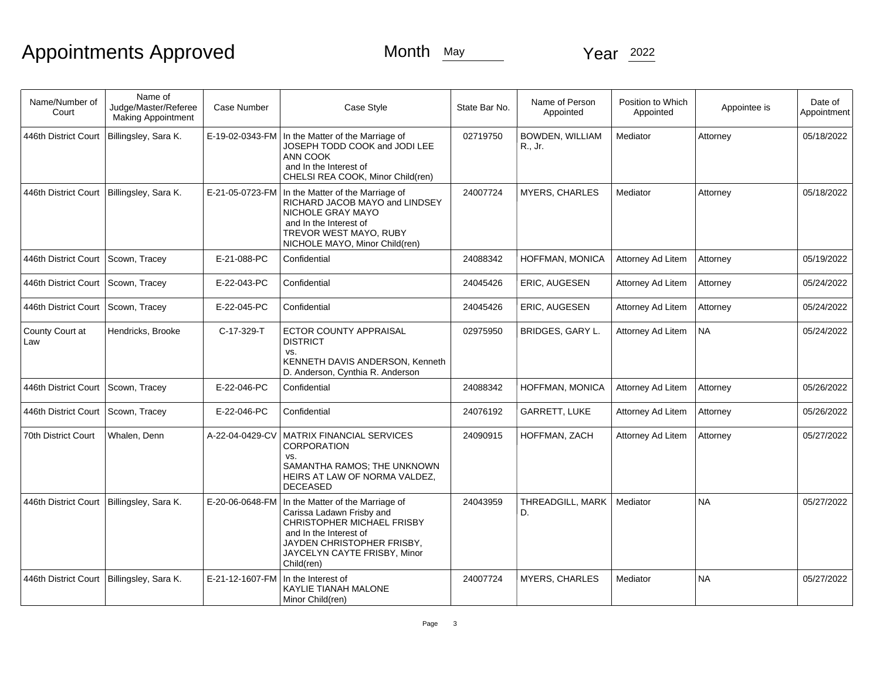# Appointments Approved

Month May Year 2022

| Name/Number of Court | Name of Judge/Master/Referee Making Appointment | Case Number | Case Style | State Bar No. | Name of Person Appointed | Position to Which Appointed | Appointee is | Date of Appointment |
|---|---|---|---|---|---|---|---|---|
| 446th District Court | Billingsley, Sara K. | E-19-02-0343-FM | In the Matter of the Marriage of JOSEPH TODD COOK and JODI LEE ANN COOK and In the Interest of CHELSI REA COOK, Minor Child(ren) | 02719750 | BOWDEN, WILLIAM R., Jr. | Mediator | Attorney | 05/18/2022 |
| 446th District Court | Billingsley, Sara K. | E-21-05-0723-FM | In the Matter of the Marriage of RICHARD JACOB MAYO and LINDSEY NICHOLE GRAY MAYO and In the Interest of TREVOR WEST MAYO, RUBY NICHOLE MAYO, Minor Child(ren) | 24007724 | MYERS, CHARLES | Mediator | Attorney | 05/18/2022 |
| 446th District Court | Scown, Tracey | E-21-088-PC | Confidential | 24088342 | HOFFMAN, MONICA | Attorney Ad Litem | Attorney | 05/19/2022 |
| 446th District Court | Scown, Tracey | E-22-043-PC | Confidential | 24045426 | ERIC, AUGESEN | Attorney Ad Litem | Attorney | 05/24/2022 |
| 446th District Court | Scown, Tracey | E-22-045-PC | Confidential | 24045426 | ERIC, AUGESEN | Attorney Ad Litem | Attorney | 05/24/2022 |
| County Court at Law | Hendricks, Brooke | C-17-329-T | ECTOR COUNTY APPRAISAL DISTRICT vs. KENNETH DAVIS ANDERSON, Kenneth D. Anderson, Cynthia R. Anderson | 02975950 | BRIDGES, GARY L. | Attorney Ad Litem | NA | 05/24/2022 |
| 446th District Court | Scown, Tracey | E-22-046-PC | Confidential | 24088342 | HOFFMAN, MONICA | Attorney Ad Litem | Attorney | 05/26/2022 |
| 446th District Court | Scown, Tracey | E-22-046-PC | Confidential | 24076192 | GARRETT, LUKE | Attorney Ad Litem | Attorney | 05/26/2022 |
| 70th District Court | Whalen, Denn | A-22-04-0429-CV | MATRIX FINANCIAL SERVICES CORPORATION vs. SAMANTHA RAMOS; THE UNKNOWN HEIRS AT LAW OF NORMA VALDEZ, DECEASED | 24090915 | HOFFMAN, ZACH | Attorney Ad Litem | Attorney | 05/27/2022 |
| 446th District Court | Billingsley, Sara K. | E-20-06-0648-FM | In the Matter of the Marriage of Carissa Ladawn Frisby and CHRISTOPHER MICHAEL FRISBY and In the Interest of JAYDEN CHRISTOPHER FRISBY, JAYCELYN CAYTE FRISBY, Minor Child(ren) | 24043959 | THREADGILL, MARK D. | Mediator | NA | 05/27/2022 |
| 446th District Court | Billingsley, Sara K. | E-21-12-1607-FM | In the Interest of KAYLIE TIANAH MALONE Minor Child(ren) | 24007724 | MYERS, CHARLES | Mediator | NA | 05/27/2022 |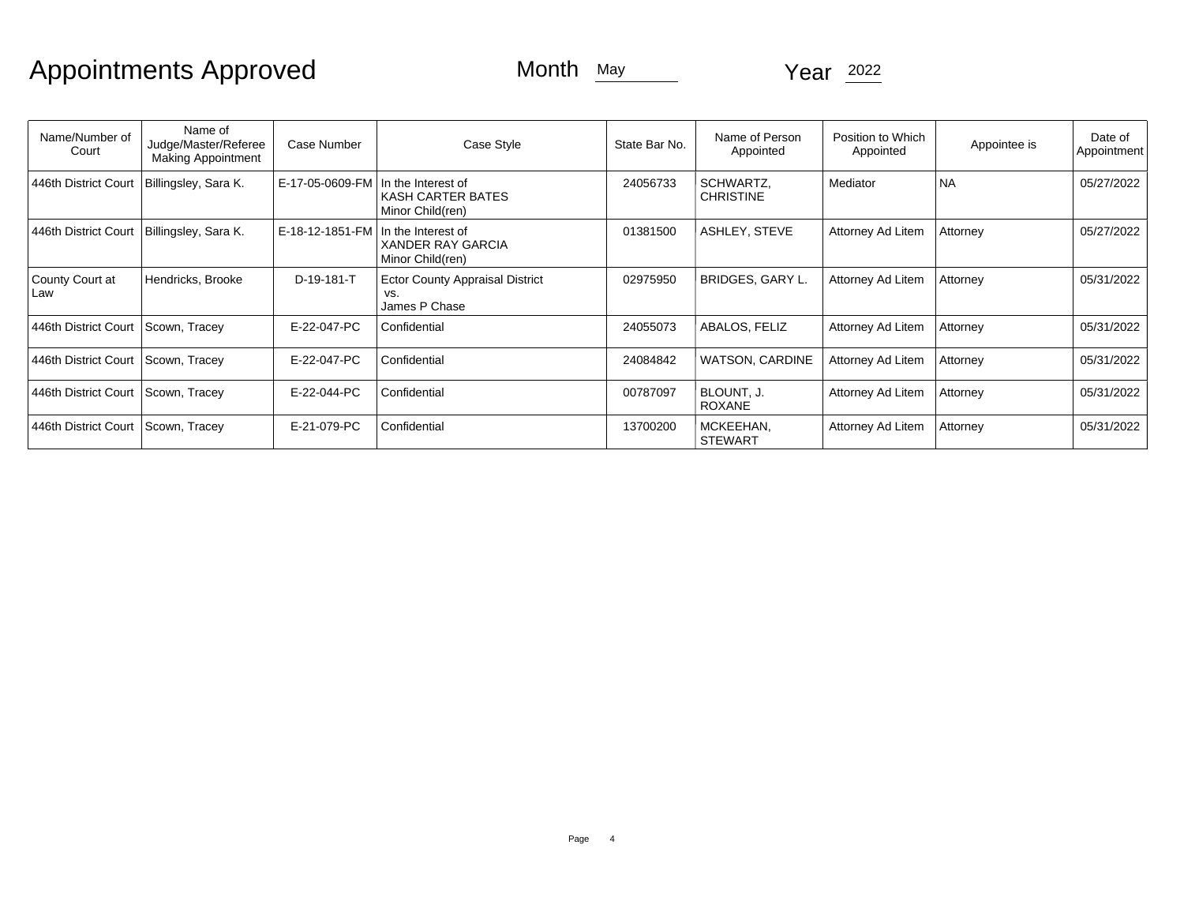# Appointments Approved

Month May

Year 2022

| Name/Number of Court | Name of Judge/Master/Referee Making Appointment | Case Number | Case Style | State Bar No. | Name of Person Appointed | Position to Which Appointed | Appointee is | Date of Appointment |
|---|---|---|---|---|---|---|---|---|
| 446th District Court | Billingsley, Sara K. | E-17-05-0609-FM | In the Interest of KASH CARTER BATES Minor Child(ren) | 24056733 | SCHWARTZ, CHRISTINE | Mediator | NA | 05/27/2022 |
| 446th District Court | Billingsley, Sara K. | E-18-12-1851-FM | In the Interest of XANDER RAY GARCIA Minor Child(ren) | 01381500 | ASHLEY, STEVE | Attorney Ad Litem | Attorney | 05/27/2022 |
| County Court at Law | Hendricks, Brooke | D-19-181-T | Ector County Appraisal District vs. James P Chase | 02975950 | BRIDGES, GARY L. | Attorney Ad Litem | Attorney | 05/31/2022 |
| 446th District Court | Scown, Tracey | E-22-047-PC | Confidential | 24055073 | ABALOS, FELIZ | Attorney Ad Litem | Attorney | 05/31/2022 |
| 446th District Court | Scown, Tracey | E-22-047-PC | Confidential | 24084842 | WATSON, CARDINE | Attorney Ad Litem | Attorney | 05/31/2022 |
| 446th District Court | Scown, Tracey | E-22-044-PC | Confidential | 00787097 | BLOUNT, J. ROXANE | Attorney Ad Litem | Attorney | 05/31/2022 |
| 446th District Court | Scown, Tracey | E-21-079-PC | Confidential | 13700200 | MCKEEHAN, STEWART | Attorney Ad Litem | Attorney | 05/31/2022 |